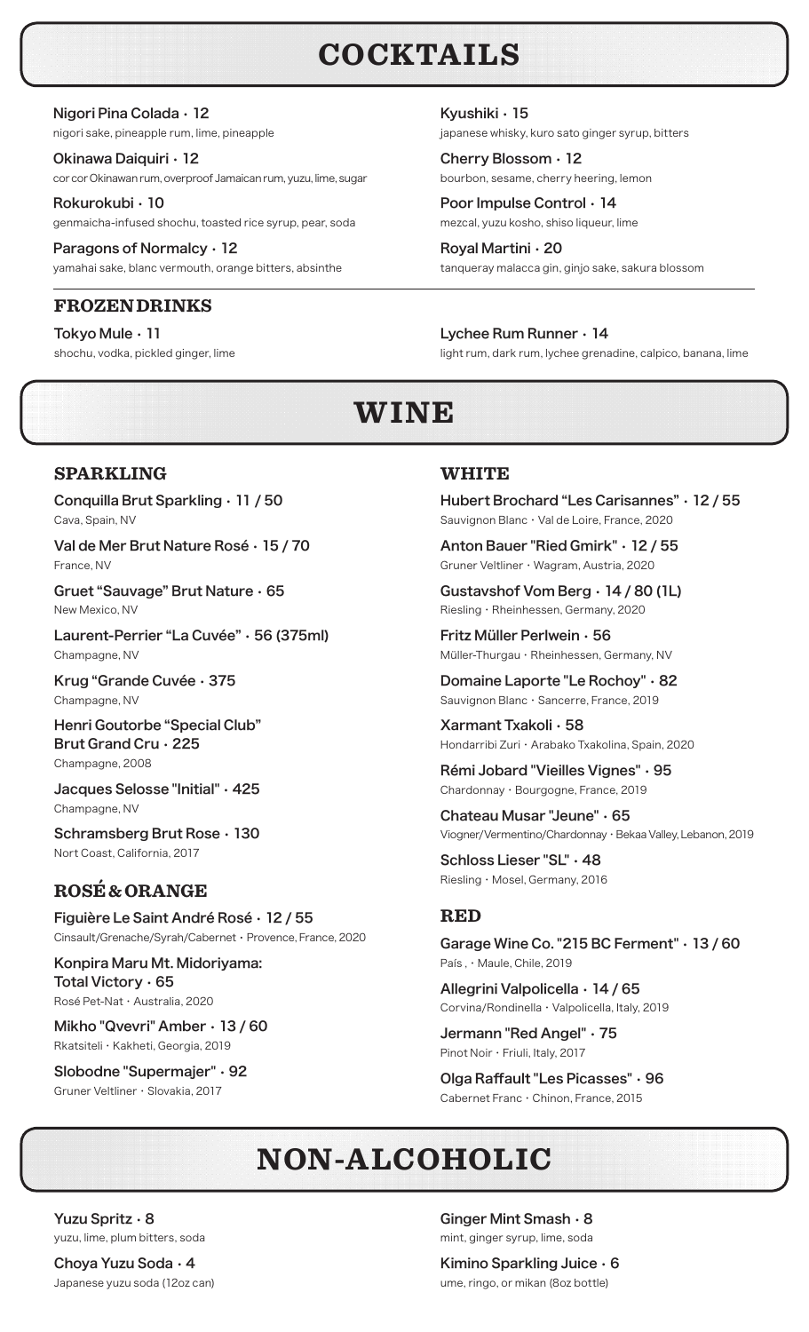# COCKTAILS

**Nigori Pina Colada · 12**
nigori sake, pineapple rum, lime, pineapple

**Okinawa Daiquiri · 12**
cor cor Okinawan rum, overproof Jamaican rum, yuzu, lime, sugar

**Rokurokubi · 10**
genmaicha-infused shochu, toasted rice syrup, pear, soda

**Paragons of Normalcy · 12**
yamahai sake, blanc vermouth, orange bitters, absinthe

**Kyushiki · 15**
japanese whisky, kuro sato ginger syrup, bitters

**Cherry Blossom · 12**
bourbon, sesame, cherry heering, lemon

**Poor Impulse Control · 14**
mezcal, yuzu kosho, shiso liqueur, lime

**Royal Martini · 20**
tanqueray malacca gin, ginjo sake, sakura blossom

## FROZEN DRINKS

**Tokyo Mule · 11**
shochu, vodka, pickled ginger, lime

**Lychee Rum Runner · 14**
light rum, dark rum, lychee grenadine, calpico, banana, lime

# WINE

## SPARKLING

**Conquilla Brut Sparkling · 11 / 50**
Cava, Spain, NV

**Val de Mer Brut Nature Rosé · 15 / 70**
France, NV

**Gruet "Sauvage" Brut Nature · 65**
New Mexico, NV

**Laurent-Perrier "La Cuvée" · 56 (375ml)**
Champagne, NV

**Krug "Grande Cuvée · 375**
Champagne, NV

**Henri Goutorbe "Special Club" Brut Grand Cru · 225**
Champagne, 2008

**Jacques Selosse "Initial" · 425**
Champagne, NV

**Schramsberg Brut Rose · 130**
Nort Coast, California, 2017

## ROSÉ & ORANGE

**Figuière Le Saint André Rosé · 12 / 55**
Cinsault/Grenache/Syrah/Cabernet · Provence, France, 2020

**Konpira Maru Mt. Midoriyama: Total Victory · 65**
Rosé Pet-Nat · Australia, 2020

**Mikho "Qvevri" Amber · 13 / 60**
Rkatsiteli · Kakheti, Georgia, 2019

**Slobodne "Supermajer" · 92**
Gruner Veltliner · Slovakia, 2017

## WHITE

**Hubert Brochard "Les Carisannes" · 12 / 55**
Sauvignon Blanc · Val de Loire, France, 2020

**Anton Bauer "Ried Gmirk" · 12 / 55**
Gruner Veltliner · Wagram, Austria, 2020

**Gustavshof Vom Berg · 14 / 80 (1L)**
Riesling · Rheinhessen, Germany, 2020

**Fritz Müller Perlwein · 56**
Müller-Thurgau · Rheinhessen, Germany, NV

**Domaine Laporte "Le Rochoy" · 82**
Sauvignon Blanc · Sancerre, France, 2019

**Xarmant Txakoli · 58**
Hondarribi Zuri · Arabako Txakolina, Spain, 2020

**Rémi Jobard "Vieilles Vignes" · 95**
Chardonnay · Bourgogne, France, 2019

**Chateau Musar "Jeune" · 65**
Viogner/Vermentino/Chardonnay · Bekaa Valley, Lebanon, 2019

**Schloss Lieser "SL" · 48**
Riesling · Mosel, Germany, 2016

## RED

**Garage Wine Co. "215 BC Ferment" · 13 / 60**
País , · Maule, Chile, 2019

**Allegrini Valpolicella · 14 / 65**
Corvina/Rondinella · Valpolicella, Italy, 2019

**Jermann "Red Angel" · 75**
Pinot Noir · Friuli, Italy, 2017

**Olga Raffault "Les Picasses" · 96**
Cabernet Franc · Chinon, France, 2015

# NON-ALCOHOLIC

**Yuzu Spritz · 8**
yuzu, lime, plum bitters, soda

**Choya Yuzu Soda · 4**
Japanese yuzu soda (12oz can)

**Ginger Mint Smash · 8**
mint, ginger syrup, lime, soda

**Kimino Sparkling Juice · 6**
ume, ringo, or mikan (8oz bottle)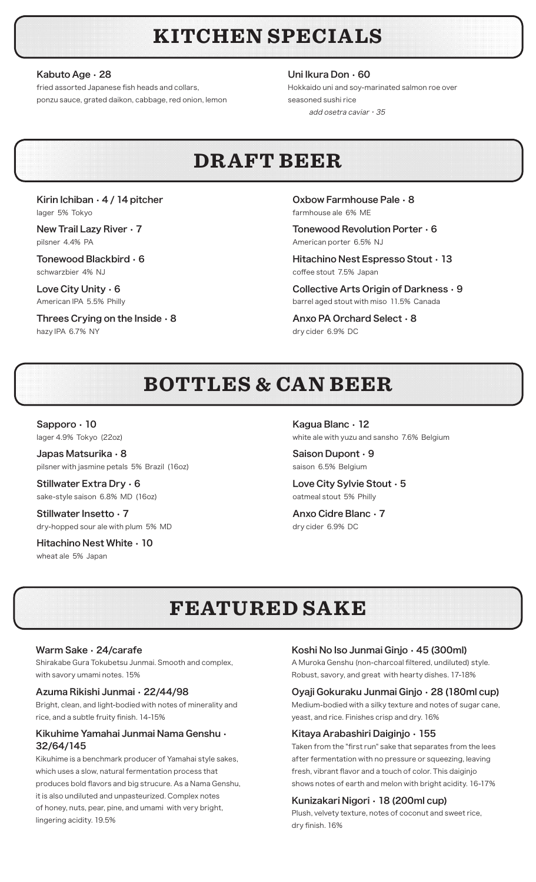# KITCHEN SPECIALS

**Kabuto Age · 28**
fried assorted Japanese fish heads and collars, ponzu sauce, grated daikon, cabbage, red onion, lemon

**Uni Ikura Don · 60**
Hokkaido uni and soy-marinated salmon roe over seasoned sushi rice
*add osetra caviar · 35*

# DRAFT BEER

**Kirin Ichiban · 4 / 14 pitcher**
lager 5% Tokyo

**New Trail Lazy River · 7**
pilsner 4.4% PA

**Tonewood Blackbird · 6**
schwarzbier 4% NJ

**Love City Unity · 6**
American IPA 5.5% Philly

**Threes Crying on the Inside · 8**
hazy IPA 6.7% NY

**Oxbow Farmhouse Pale · 8**
farmhouse ale 6% ME

**Tonewood Revolution Porter · 6**
American porter 6.5% NJ

**Hitachino Nest Espresso Stout · 13**
coffee stout 7.5% Japan

**Collective Arts Origin of Darkness · 9**
barrel aged stout with miso 11.5% Canada

**Anxo PA Orchard Select · 8**
dry cider 6.9% DC

# BOTTLES & CAN BEER

**Sapporo · 10**
lager 4.9% Tokyo (22oz)

**Japas Matsurika · 8**
pilsner with jasmine petals 5% Brazil (16oz)

**Stillwater Extra Dry · 6**
sake-style saison 6.8% MD (16oz)

**Stillwater Insetto · 7**
dry-hopped sour ale with plum 5% MD

**Hitachino Nest White · 10**
wheat ale 5% Japan

**Kagua Blanc · 12**
white ale with yuzu and sansho 7.6% Belgium

**Saison Dupont · 9**
saison 6.5% Belgium

**Love City Sylvie Stout · 5**
oatmeal stout 5% Philly

**Anxo Cidre Blanc · 7**
dry cider 6.9% DC

# FEATURED SAKE

**Warm Sake · 24/carafe**
Shirakabe Gura Tokubetsu Junmai. Smooth and complex, with savory umami notes. 15%

**Azuma Rikishi Junmai · 22/44/98**
Bright, clean, and light-bodied with notes of minerality and rice, and a subtle fruity finish. 14-15%

**Kikuhime Yamahai Junmai Nama Genshu · 32/64/145**
Kikuhime is a benchmark producer of Yamahai style sakes, which uses a slow, natural fermentation process that produces bold flavors and big strucure. As a Nama Genshu, it is also undiluted and unpasteurized. Complex notes of honey, nuts, pear, pine, and umami with very bright, lingering acidity. 19.5%

**Koshi No Iso Junmai Ginjo · 45 (300ml)**
A Muroka Genshu (non-charcoal filtered, undiluted) style. Robust, savory, and great with hearty dishes. 17-18%

**Oyaji Gokuraku Junmai Ginjo · 28 (180ml cup)**
Medium-bodied with a silky texture and notes of sugar cane, yeast, and rice. Finishes crisp and dry. 16%

**Kitaya Arabashiri Daiginjo · 155**
Taken from the "first run" sake that separates from the lees after fermentation with no pressure or squeezing, leaving fresh, vibrant flavor and a touch of color. This daiginjo shows notes of earth and melon with bright acidity. 16-17%

**Kunizakari Nigori · 18 (200ml cup)**
Plush, velvety texture, notes of coconut and sweet rice, dry finish. 16%